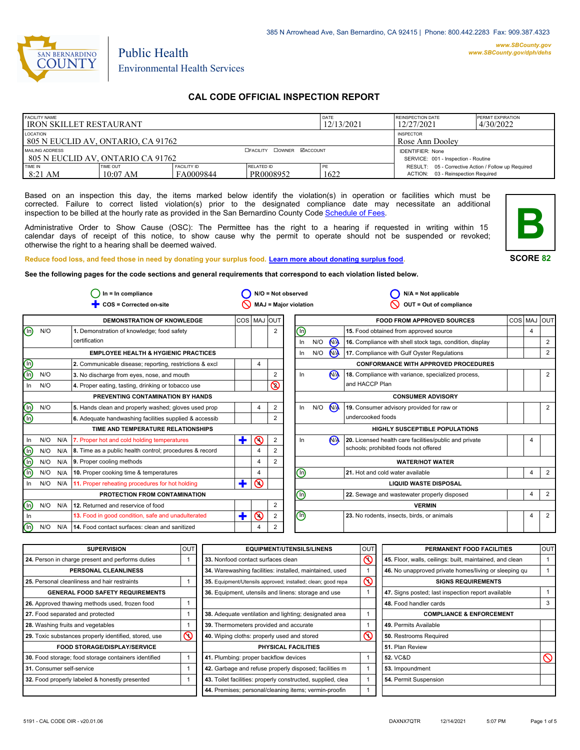385 N Arrowhead Ave, San Bernardino, CA 92415 | Phone: 800.442.2283 Fax: 909.387.4323

SAN BERNARDINO COUNTY

Public Health
Environmental Health Services

www.SBCounty.gov
www.SBCounty.gov/dph/dehs

# CAL CODE OFFICIAL INSPECTION REPORT

| FACILITY NAME | | | | DATE | REINSPECTION DATE | PERMIT EXPIRATION |
|---|---|---|---|---|---|---|
| IRON SKILLET RESTAURANT | | | | 12/13/2021 | 12/27/2021 | 4/30/2022 |
| LOCATION | | | | | INSPECTOR | |
| 805 N EUCLID AV, ONTARIO, CA 91762 | | | | | Rose Ann Dooley | |
| MAILING ADDRESS | | ☐FACILITY ☐OWNER ☑ACCOUNT | | | IDENTIFIER: None | |
| 805 N EUCLID AV, ONTARIO CA 91762 | | | | | SERVICE: 001 - Inspection - Routine | |
| TIME IN | TIME OUT | FACILITY ID | RELATED ID | PE | RESULT: 05 - Corrective Action / Follow up Required | |
| 8:21 AM | 10:07 AM | FA0009844 | PR0008952 | 1622 | ACTION: 03 - Reinspection Required | |

Based on an inspection this day, the items marked below identify the violation(s) in operation or facilities which must be corrected. Failure to correct listed violation(s) prior to the designated compliance date may necessitate an additional inspection to be billed at the hourly rate as provided in the San Bernardino County Code Schedule of Fees.

Administrative Order to Show Cause (OSC): The Permittee has the right to a hearing if requested in writing within 15 calendar days of receipt of this notice, to show cause why the permit to operate should not be suspended or revoked; otherwise the right to a hearing shall be deemed waived.

**B**

**SCORE 82**

Reduce food loss, and feed those in need by donating your surplus food. Learn more about donating surplus food.

**See the following pages for the code sections and general requirements that correspond to each violation listed below.**

In = In compliance | N/O = Not observed | N/A = Not applicable
COS = Corrected on-site | MAJ = Major violation | OUT = Out of compliance

| | | | DEMONSTRATION OF KNOWLEDGE | COS | MAJ | OUT |
|---|---|---|---|---|---|---|
| (In) | N/O | | 1. Demonstration of knowledge; food safety certification | | | 2 |
| | | | **EMPLOYEE HEALTH & HYGIENIC PRACTICES** | | | |
| (In) | | | 2. Communicable disease; reporting, restrictions & excl | | 4 | |
| (In) | N/O | | 3. No discharge from eyes, nose, and mouth | | | 2 |
| In | N/O | | 4. Proper eating, tasting, drinking or tobacco use | | | ⊘ 2 |
| | | | **PREVENTING CONTAMINATION BY HANDS** | | | |
| (In) | N/O | | 5. Hands clean and properly washed; gloves used prop | | 4 | 2 |
| (In) | | | 6. Adequate handwashing facilities supplied & accessib | | | 2 |
| | | | **TIME AND TEMPERATURE RELATIONSHIPS** | | | |
| In | N/O | N/A | 7. Proper hot and cold holding temperatures | ✚ | ⊘ 4 | 2 |
| (In) | N/O | N/A | 8. Time as a public health control; procedures & record | | 4 | 2 |
| (In) | N/O | N/A | 9. Proper cooling methods | | 4 | 2 |
| (In) | N/O | N/A | 10. Proper cooking time & temperatures | | 4 | |
| In | N/O | N/A | 11. Proper reheating procedures for hot holding | ✚ | ⊘ 4 | |
| | | | **PROTECTION FROM CONTAMINATION** | | | |
| (In) | N/O | N/A | 12. Returned and reservice of food | | | 2 |
| In | | | 13. Food in good condition, safe and unadulterated | ✚ | ⊘ 4 | 2 |
| (In) | N/O | N/A | 14. Food contact surfaces: clean and sanitized | | 4 | 2 |

| | | | FOOD FROM APPROVED SOURCES | COS | MAJ | OUT |
|---|---|---|---|---|---|---|
| (In) | | | 15. Food obtained from approved source | | 4 | |
| In | N/O | (N/A) | 16. Compliance with shell stock tags, condition, display | | | 2 |
| In | N/O | (N/A) | 17. Compliance with Gulf Oyster Regulations | | | 2 |
| | | | **CONFORMANCE WITH APPROVED PROCEDURES** | | | |
| In | | (N/A) | 18. Compliance with variance, specialized process, and HACCP Plan | | | 2 |
| | | | **CONSUMER ADVISORY** | | | |
| In | N/O | (N/A) | 19. Consumer advisory provided for raw or undercooked foods | | | 2 |
| | | | **HIGHLY SUSCEPTIBLE POPULATIONS** | | | |
| In | | (N/A) | 20. Licensed health care facilities/public and private schools; prohibited foods not offered | | 4 | |
| | | | **WATER/HOT WATER** | | | |
| (In) | | | 21. Hot and cold water available | | 4 | 2 |
| | | | **LIQUID WASTE DISPOSAL** | | | |
| (In) | | | 22. Sewage and wastewater properly disposed | | 4 | 2 |
| | | | **VERMIN** | | | |
| (In) | | | 23. No rodents, insects, birds, or animals | | 4 | 2 |

| SUPERVISION | OUT |
|---|---|
| 24. Person in charge present and performs duties | 1 |
| **PERSONAL CLEANLINESS** | |
| 25. Personal cleanliness and hair restraints | 1 |
| **GENERAL FOOD SAFETY REQUIREMENTS** | |
| 26. Approved thawing methods used, frozen food | 1 |
| 27. Food separated and protected | 1 |
| 28. Washing fruits and vegetables | 1 |
| 29. Toxic substances properly identified, stored, use | ⊘ 1 |
| **FOOD STORAGE/DISPLAY/SERVICE** | |
| 30. Food storage; food storage containers identified | 1 |
| 31. Consumer self-service | 1 |
| 32. Food properly labeled & honestly presented | 1 |

| EQUIPMENT/UTENSILS/LINENS | OUT |
|---|---|
| 33. Nonfood contact surfaces clean | ⊘ 1 |
| 34. Warewashing facilities: installed, maintained, used | 1 |
| 35. Equipment/Utensils approved; installed; clean; good repa | ⊘ 1 |
| 36. Equipment, utensils and linens: storage and use | 1 |
| | |
| 38. Adequate ventilation and lighting; designated area | 1 |
| 39. Thermometers provided and accurate | 1 |
| 40. Wiping cloths: properly used and stored | ⊘ 1 |
| **PHYSICAL FACILITIES** | |
| 41. Plumbing: proper backflow devices | 1 |
| 42. Garbage and refuse properly disposed; facilities m | 1 |
| 43. Toilet facilities: properly constructed, supplied, clea | 1 |
| 44. Premises; personal/cleaning items; vermin-proofin | 1 |

| PERMANENT FOOD FACILITIES | OUT |
|---|---|
| 45. Floor, walls, ceilings: built, maintained, and clean | 1 |
| 46. No unapproved private homes/living or sleeping qu | 1 |
| **SIGNS REQUIREMENTS** | |
| 47. Signs posted; last inspection report available | 1 |
| 48. Food handler cards | 3 |
| **COMPLIANCE & ENFORCEMENT** | |
| 49. Permits Available | |
| 50. Restrooms Required | |
| 51. Plan Review | |
| 52. VC&D | ⊘ |
| 53. Impoundment | |
| 54. Permit Suspension | |

5191 - CAL CODE OIR - v20.01.06 DAXNX7QTR 12/14/2021 5:07 PM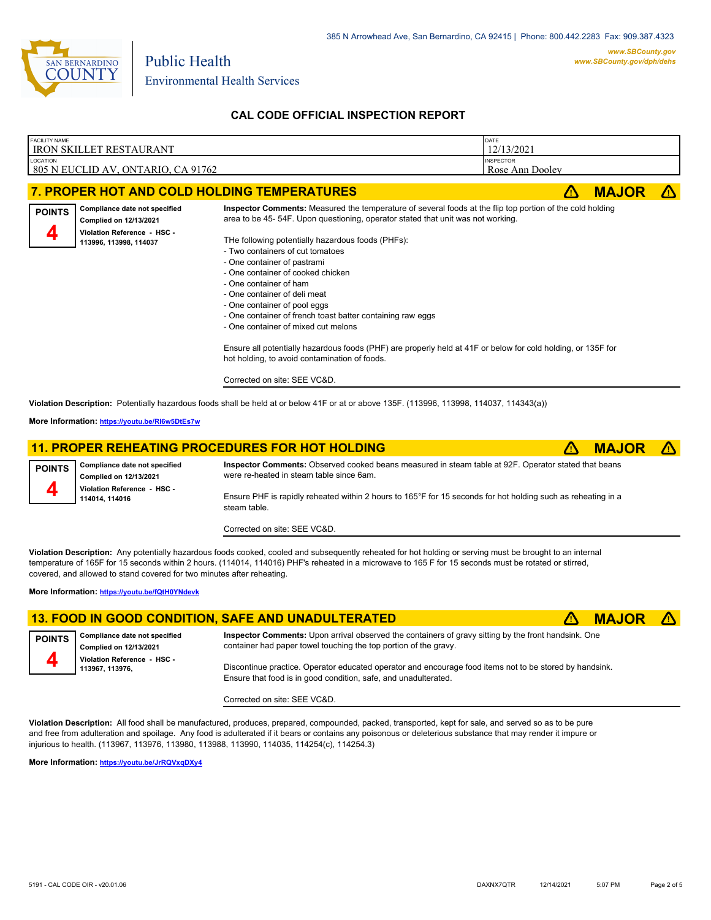385 N Arrowhead Ave, San Bernardino, CA 92415 | Phone: 800.442.2283 Fax: 909.387.4323

*www.SBCounty.gov*
*www.SBCounty.gov/dph/dehs*

Public Health
Environmental Health Services

## CAL CODE OFFICIAL INSPECTION REPORT

| FACILITY NAME | DATE |
|---|---|
| IRON SKILLET RESTAURANT | 12/13/2021 |
| **LOCATION** | **INSPECTOR** |
| 805 N EUCLID AV, ONTARIO, CA 91762 | Rose Ann Dooley |

### 7. PROPER HOT AND COLD HOLDING TEMPERATURES — MAJOR

**POINTS 4**

**Compliance date not specified**
**Complied on 12/13/2021**
**Violation Reference - HSC - 113996, 113998, 114037**

**Inspector Comments:** Measured the temperature of several foods at the flip top portion of the cold holding area to be 45- 54F. Upon questioning, operator stated that unit was not working.

THe following potentially hazardous foods (PHFs):
- Two containers of cut tomatoes
- One container of pastrami
- One container of cooked chicken
- One container of ham
- One container of deli meat
- One container of pool eggs
- One container of french toast batter containing raw eggs
- One container of mixed cut melons

Ensure all potentially hazardous foods (PHF) are properly held at 41F or below for cold holding, or 135F for hot holding, to avoid contamination of foods.

Corrected on site: SEE VC&D.

**Violation Description:** Potentially hazardous foods shall be held at or below 41F or at or above 135F. (113996, 113998, 114037, 114343(a))

**More Information:** https://youtu.be/RI6w5DtEs7w

### 11. PROPER REHEATING PROCEDURES FOR HOT HOLDING — MAJOR

**POINTS 4**

**Compliance date not specified**
**Complied on 12/13/2021**
**Violation Reference - HSC - 114014, 114016**

**Inspector Comments:** Observed cooked beans measured in steam table at 92F. Operator stated that beans were re-heated in steam table since 6am.

Ensure PHF is rapidly reheated within 2 hours to 165°F for 15 seconds for hot holding such as reheating in a steam table.

Corrected on site: SEE VC&D.

**Violation Description:** Any potentially hazardous foods cooked, cooled and subsequently reheated for hot holding or serving must be brought to an internal temperature of 165F for 15 seconds within 2 hours. (114014, 114016) PHF's reheated in a microwave to 165 F for 15 seconds must be rotated or stirred, covered, and allowed to stand covered for two minutes after reheating.

**More Information:** https://youtu.be/fQtH0YNdevk

### 13. FOOD IN GOOD CONDITION, SAFE AND UNADULTERATED — MAJOR

**POINTS 4**

**Compliance date not specified**
**Complied on 12/13/2021**
**Violation Reference - HSC - 113967, 113976,**

**Inspector Comments:** Upon arrival observed the containers of gravy sitting by the front handsink. One container had paper towel touching the top portion of the gravy.

Discontinue practice. Operator educated operator and encourage food items not to be stored by handsink. Ensure that food is in good condition, safe, and unadulterated.

Corrected on site: SEE VC&D.

**Violation Description:** All food shall be manufactured, produces, prepared, compounded, packed, transported, kept for sale, and served so as to be pure and free from adulteration and spoilage. Any food is adulterated if it bears or contains any poisonous or deleterious substance that may render it impure or injurious to health. (113967, 113976, 113980, 113988, 113990, 114035, 114254(c), 114254.3)

**More Information:** https://youtu.be/JrRQVxqDXy4

5191 - CAL CODE OIR - v20.01.06 DAXNX7QTR 12/14/2021 5:07 PM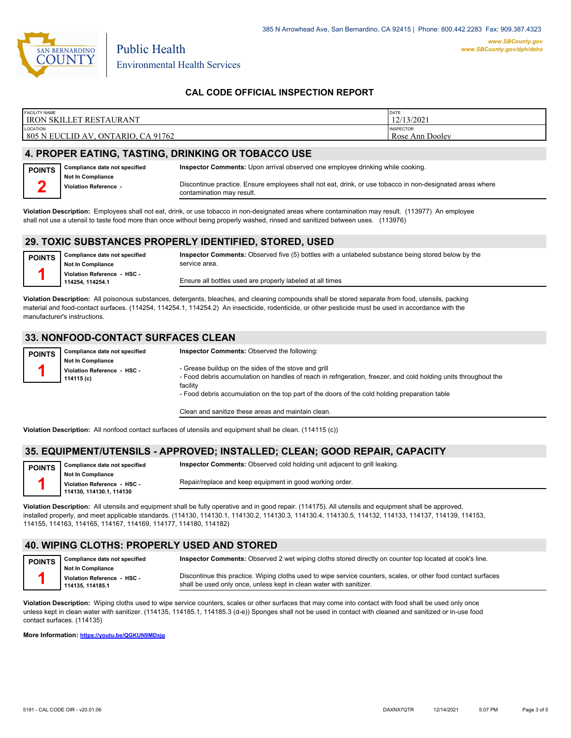385 N Arrowhead Ave, San Bernardino, CA 92415 | Phone: 800.442.2283 Fax: 909.387.4323

Public Health
Environmental Health Services

www.SBCounty.gov
www.SBCounty.gov/dph/dehs

## CAL CODE OFFICIAL INSPECTION REPORT

| FACILITY NAME | DATE |
|---|---|
| IRON SKILLET RESTAURANT | 12/13/2021 |
| **LOCATION** | **INSPECTOR** |
| 805 N EUCLID AV, ONTARIO, CA 91762 | Rose Ann Dooley |

## 4. PROPER EATING, TASTING, DRINKING OR TOBACCO USE

**POINTS** 2

**Compliance date not specified**
**Not In Compliance**
**Violation Reference -**

**Inspector Comments:** Upon arrival observed one employee drinking while cooking.

Discontinue practice. Ensure employees shall not eat, drink, or use tobacco in non-designated areas where contamination may result.

**Violation Description:** Employees shall not eat, drink, or use tobacco in non-designated areas where contamination may result. (113977) An employee shall not use a utensil to taste food more than once without being properly washed, rinsed and sanitized between uses. (113976)

## 29. TOXIC SUBSTANCES PROPERLY IDENTIFIED, STORED, USED

**POINTS** 1

**Compliance date not specified**
**Not In Compliance**
**Violation Reference - HSC - 114254, 114254.1**

**Inspector Comments:** Observed five (5) bottles with a unlabeled substance being stored below by the service area.

Ensure all bottles used are properly labeled at all times

**Violation Description:** All poisonous substances, detergents, bleaches, and cleaning compounds shall be stored separate from food, utensils, packing material and food-contact surfaces. (114254, 114254.1, 114254.2) An insecticide, rodenticide, or other pesticide must be used in accordance with the manufacturer's instructions.

## 33. NONFOOD-CONTACT SURFACES CLEAN

**POINTS** 1

**Compliance date not specified**
**Not In Compliance**
**Violation Reference - HSC - 114115 (c)**

**Inspector Comments:** Observed the following:

- Grease buildup on the sides of the stove and grill
- Food debris accumulation on handles of reach in refrigeration, freezer, and cold holding units throughout the facility
- Food debris accumulation on the top part of the doors of the cold holding preparation table

Clean and sanitize these areas and maintain clean.

**Violation Description:** All nonfood contact surfaces of utensils and equipment shall be clean. (114115 (c))

## 35. EQUIPMENT/UTENSILS - APPROVED; INSTALLED; CLEAN; GOOD REPAIR, CAPACITY

**POINTS** 1

**Compliance date not specified**
**Not In Compliance**
**Violation Reference - HSC - 114130, 114130.1, 114130**

**Inspector Comments:** Observed cold holding unit adjacent to grill leaking.

Repair/replace and keep equipment in good working order.

**Violation Description:** All utensils and equipment shall be fully operative and in good repair. (114175). All utensils and equipment shall be approved, installed properly, and meet applicable standards. (114130, 114130.1, 114130.2, 114130.3, 114130.4, 114130.5, 114132, 114133, 114137, 114139, 114153, 114155, 114163, 114165, 114167, 114169, 114177, 114180, 114182)

## 40. WIPING CLOTHS: PROPERLY USED AND STORED

**POINTS** 1

**Compliance date not specified**
**Not In Compliance**
**Violation Reference - HSC - 114135, 114185.1**

**Inspector Comments:** Observed 2 wet wiping cloths stored directly on counter top located at cook's line.

Discontinue this practice. Wiping cloths used to wipe service counters, scales, or other food contact surfaces shall be used only once, unless kept in clean water with sanitizer.

**Violation Description:** Wiping cloths used to wipe service counters, scales or other surfaces that may come into contact with food shall be used only once unless kept in clean water with sanitizer. (114135, 114185.1, 114185.3 (d-e)) Sponges shall not be used in contact with cleaned and sanitized or in-use food contact surfaces. (114135)

**More Information:** https://youtu.be/QGKUN9MDxjg

5191 - CAL CODE OIR - v20.01.06 DAXNX7QTR 12/14/2021 5:07 PM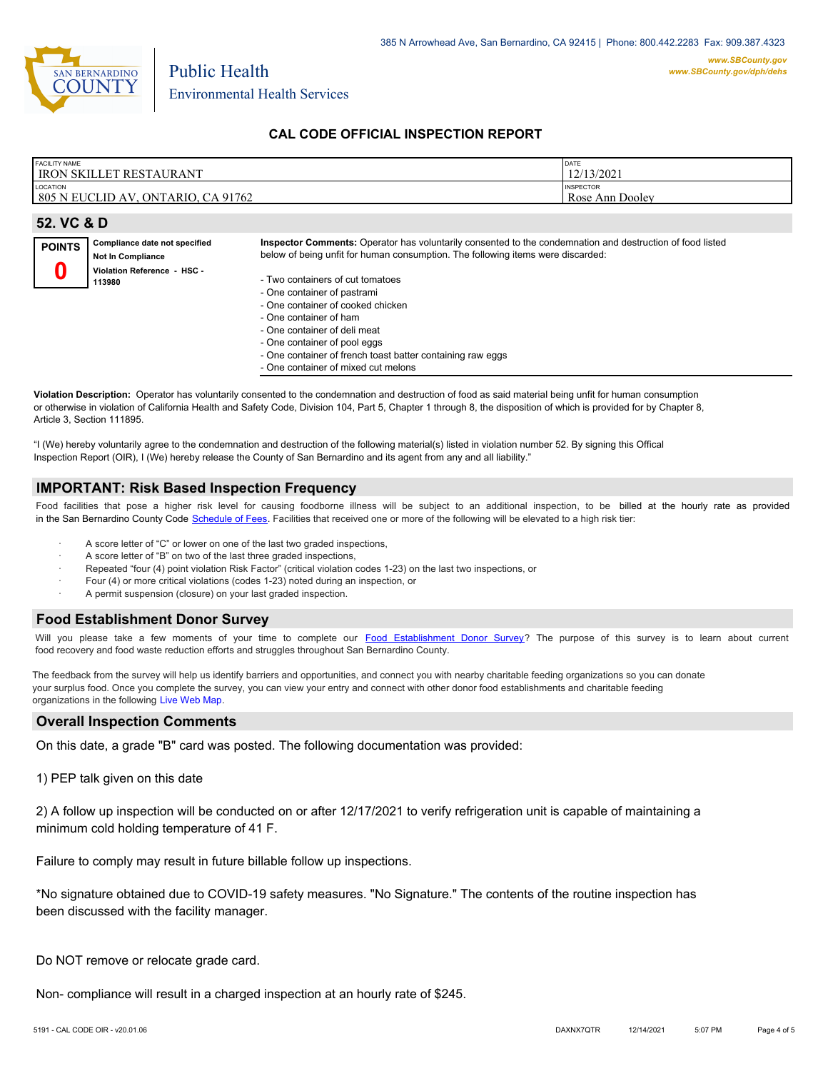385 N Arrowhead Ave, San Bernardino, CA 92415 | Phone: 800.442.2283 Fax: 909.387.4323

www.SBCounty.gov
www.SBCounty.gov/dph/dehs

Public Health
Environmental Health Services

## CAL CODE OFFICIAL INSPECTION REPORT

| FACILITY NAME | DATE |
|---|---|
| IRON SKILLET RESTAURANT | 12/13/2021 |
| **LOCATION** | **INSPECTOR** |
| 805 N EUCLID AV, ONTARIO, CA 91762 | Rose Ann Dooley |

### 52. VC & D

**POINTS**
**0**

**Compliance date not specified**
**Not In Compliance**
**Violation Reference - HSC - 113980**

**Inspector Comments:** Operator has voluntarily consented to the condemnation and destruction of food listed below of being unfit for human consumption. The following items were discarded:

- Two containers of cut tomatoes
- One container of pastrami
- One container of cooked chicken
- One container of ham
- One container of deli meat
- One container of pool eggs
- One container of french toast batter containing raw eggs
- One container of mixed cut melons

**Violation Description:** Operator has voluntarily consented to the condemnation and destruction of food as said material being unfit for human consumption or otherwise in violation of California Health and Safety Code, Division 104, Part 5, Chapter 1 through 8, the disposition of which is provided for by Chapter 8, Article 3, Section 111895.

"I (We) hereby voluntarily agree to the condemnation and destruction of the following material(s) listed in violation number 52. By signing this Offical Inspection Report (OIR), I (We) hereby release the County of San Bernardino and its agent from any and all liability."

### IMPORTANT: Risk Based Inspection Frequency

Food facilities that pose a higher risk level for causing foodborne illness will be subject to an additional inspection, to be billed at the hourly rate as provided in the San Bernardino County Code Schedule of Fees. Facilities that received one or more of the following will be elevated to a high risk tier:

- A score letter of "C" or lower on one of the last two graded inspections,
- A score letter of "B" on two of the last three graded inspections,
- Repeated "four (4) point violation Risk Factor" (critical violation codes 1-23) on the last two inspections, or
- Four (4) or more critical violations (codes 1-23) noted during an inspection, or
- A permit suspension (closure) on your last graded inspection.

### Food Establishment Donor Survey

Will you please take a few moments of your time to complete our Food Establishment Donor Survey? The purpose of this survey is to learn about current food recovery and food waste reduction efforts and struggles throughout San Bernardino County.

The feedback from the survey will help us identify barriers and opportunities, and connect you with nearby charitable feeding organizations so you can donate your surplus food. Once you complete the survey, you can view your entry and connect with other donor food establishments and charitable feeding organizations in the following Live Web Map.

### Overall Inspection Comments

On this date, a grade "B" card was posted. The following documentation was provided:

1) PEP talk given on this date

2) A follow up inspection will be conducted on or after 12/17/2021 to verify refrigeration unit is capable of maintaining a minimum cold holding temperature of 41 F.

Failure to comply may result in future billable follow up inspections.

*No signature obtained due to COVID-19 safety measures. "No Signature." The contents of the routine inspection has been discussed with the facility manager.

Do NOT remove or relocate grade card.

Non- compliance will result in a charged inspection at an hourly rate of $245.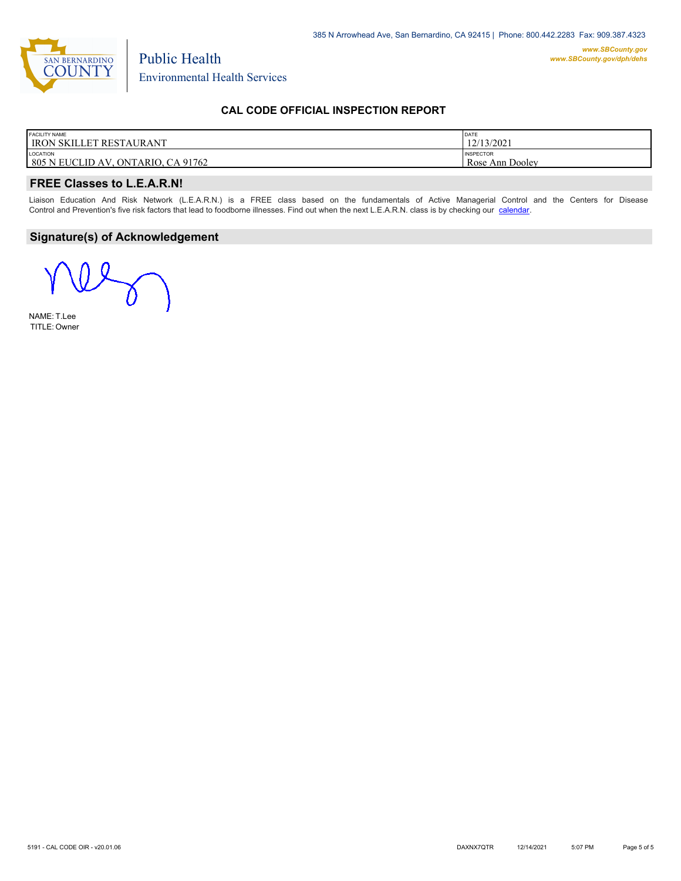385 N Arrowhead Ave, San Bernardino, CA 92415 | Phone: 800.442.2283 Fax: 909.387.4323

www.SBCounty.gov
www.SBCounty.gov/dph/dehs

Public Health
Environmental Health Services

## CAL CODE OFFICIAL INSPECTION REPORT

| | |
|---|---|
| FACILITY NAME<br>IRON SKILLET RESTAURANT | DATE<br>12/13/2021 |
| LOCATION<br>805 N EUCLID AV, ONTARIO, CA 91762 | INSPECTOR<br>Rose Ann Dooley |

## FREE Classes to L.E.A.R.N!

Liaison Education And Risk Network (L.E.A.R.N.) is a FREE class based on the fundamentals of Active Managerial Control and the Centers for Disease Control and Prevention's five risk factors that lead to foodborne illnesses. Find out when the next L.E.A.R.N. class is by checking our calendar.

## Signature(s) of Acknowledgement

NAME: T.Lee
TITLE: Owner

5191 - CAL CODE OIR - v20.01.06 DAXNX7QTR 12/14/2021 5:07 PM